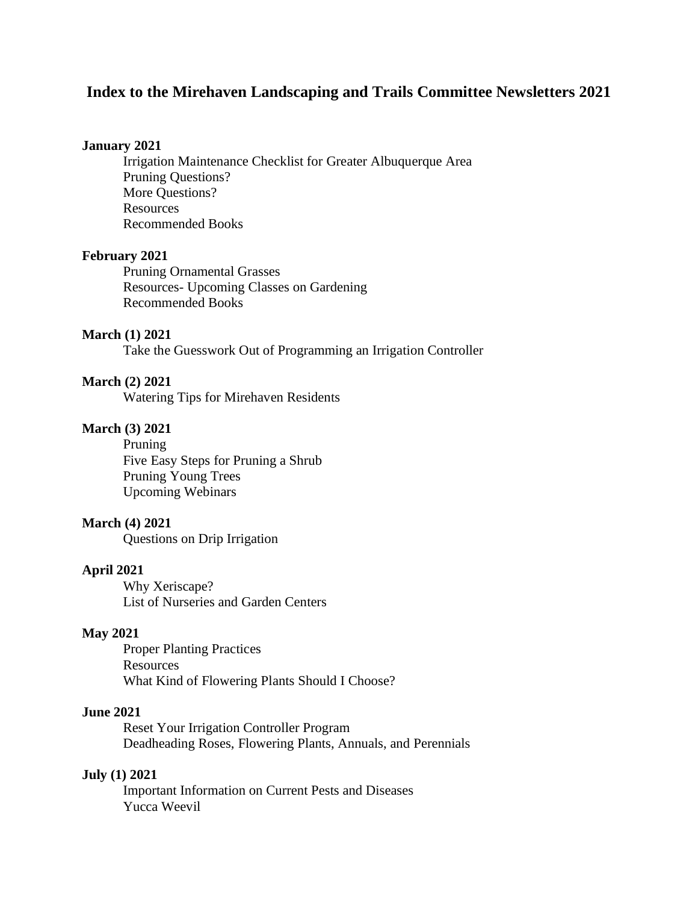# Index to the Mirehaven Landscaping and Trails Committee Newsletters 2021

**January 2021**

- Irrigation Maintenance Checklist for Greater Albuquerque Area
- Pruning Questions?
- More Questions?
- Resources
- Recommended Books

**February 2021**

- Pruning Ornamental Grasses
- Resources- Upcoming Classes on Gardening
- Recommended Books

**March (1) 2021**

- Take the Guesswork Out of Programming an Irrigation Controller

**March (2) 2021**

- Watering Tips for Mirehaven Residents

**March (3) 2021**

- Pruning
- Five Easy Steps for Pruning a Shrub
- Pruning Young Trees
- Upcoming Webinars

**March (4) 2021**

- Questions on Drip Irrigation

**April 2021**

- Why Xeriscape?
- List of Nurseries and Garden Centers

**May 2021**

- Proper Planting Practices
- Resources
- What Kind of Flowering Plants Should I Choose?

**June 2021**

- Reset Your Irrigation Controller Program
- Deadheading Roses, Flowering Plants, Annuals, and Perennials

**July (1) 2021**

- Important Information on Current Pests and Diseases
- Yucca Weevil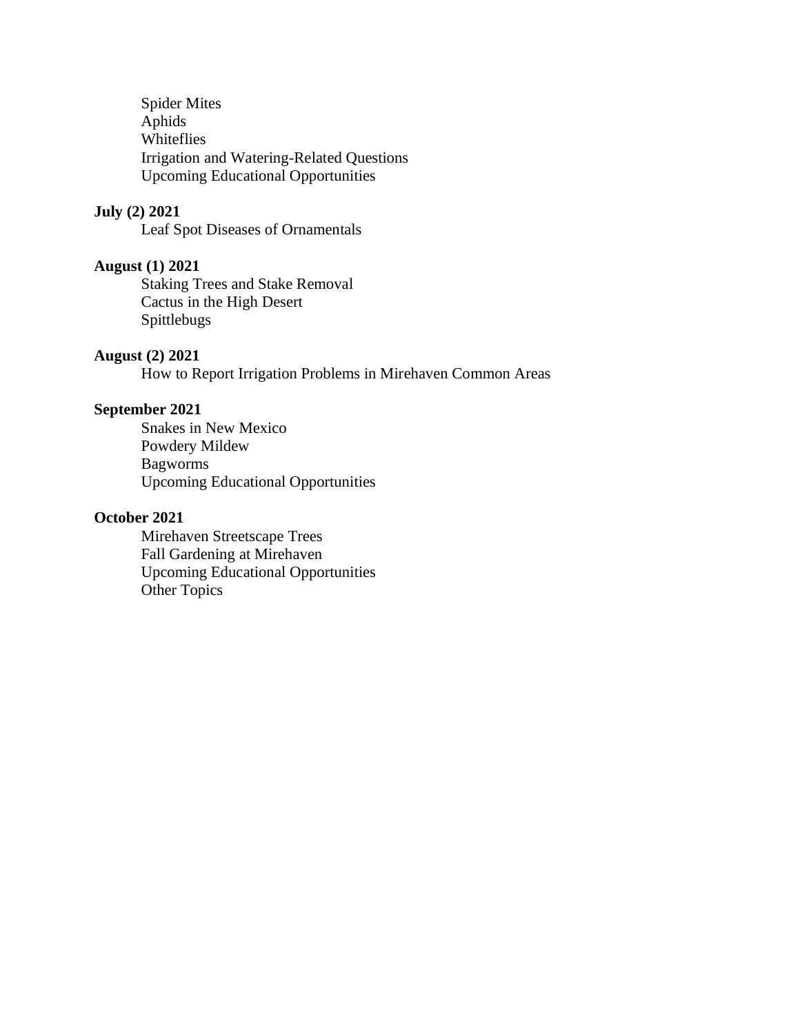Spider Mites
Aphids
Whiteflies
Irrigation and Watering-Related Questions
Upcoming Educational Opportunities

**July (2) 2021**

Leaf Spot Diseases of Ornamentals

**August (1) 2021**

Staking Trees and Stake Removal
Cactus in the High Desert
Spittlebugs

**August (2) 2021**

How to Report Irrigation Problems in Mirehaven Common Areas

**September 2021**

Snakes in New Mexico
Powdery Mildew
Bagworms
Upcoming Educational Opportunities

**October 2021**

Mirehaven Streetscape Trees
Fall Gardening at Mirehaven
Upcoming Educational Opportunities
Other Topics